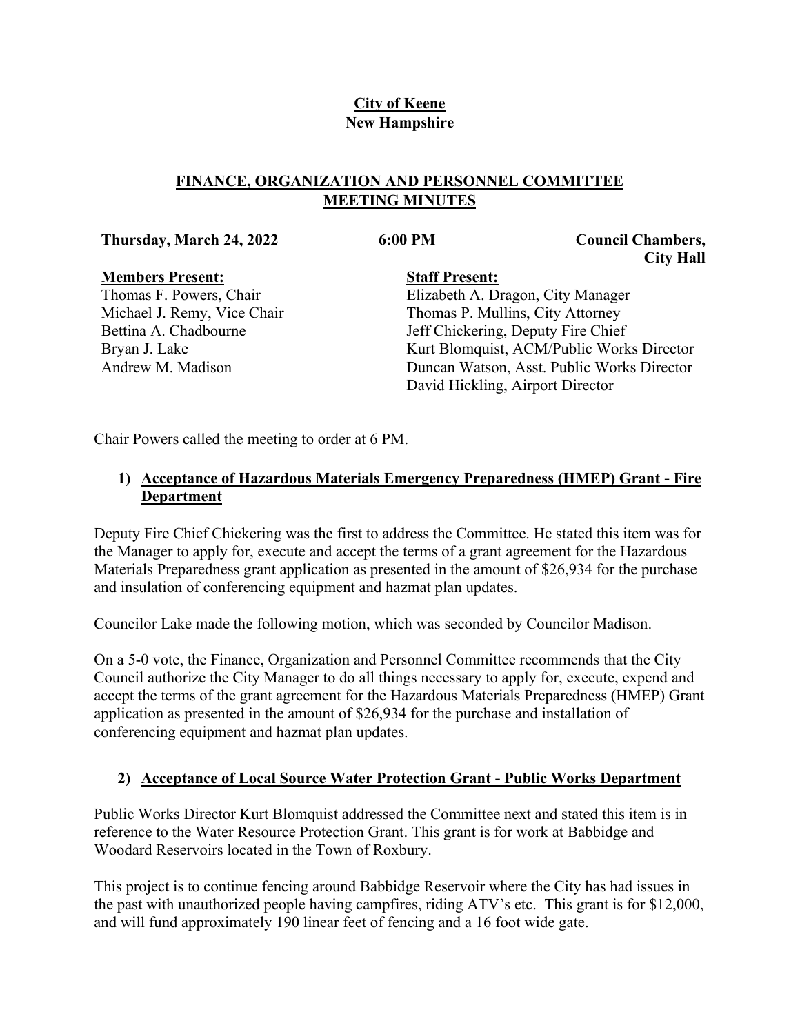**City of Keene**
**New Hampshire**

## FINANCE, ORGANIZATION AND PERSONNEL COMMITTEE MEETING MINUTES

**Thursday, March 24, 2022** **6:00 PM** **Council Chambers, City Hall**

| **Members Present:** | **Staff Present:** |
| --- | --- |
| Thomas F. Powers, Chair | Elizabeth A. Dragon, City Manager |
| Michael J. Remy, Vice Chair | Thomas P. Mullins, City Attorney |
| Bettina A. Chadbourne | Jeff Chickering, Deputy Fire Chief |
| Bryan J. Lake | Kurt Blomquist, ACM/Public Works Director |
| Andrew M. Madison | Duncan Watson, Asst. Public Works Director |
| | David Hickling, Airport Director |

Chair Powers called the meeting to order at 6 PM.

### 1) Acceptance of Hazardous Materials Emergency Preparedness (HMEP) Grant - Fire Department

Deputy Fire Chief Chickering was the first to address the Committee. He stated this item was for the Manager to apply for, execute and accept the terms of a grant agreement for the Hazardous Materials Preparedness grant application as presented in the amount of $26,934 for the purchase and insulation of conferencing equipment and hazmat plan updates.

Councilor Lake made the following motion, which was seconded by Councilor Madison.

On a 5-0 vote, the Finance, Organization and Personnel Committee recommends that the City Council authorize the City Manager to do all things necessary to apply for, execute, expend and accept the terms of the grant agreement for the Hazardous Materials Preparedness (HMEP) Grant application as presented in the amount of $26,934 for the purchase and installation of conferencing equipment and hazmat plan updates.

### 2) Acceptance of Local Source Water Protection Grant - Public Works Department

Public Works Director Kurt Blomquist addressed the Committee next and stated this item is in reference to the Water Resource Protection Grant. This grant is for work at Babbidge and Woodard Reservoirs located in the Town of Roxbury.

This project is to continue fencing around Babbidge Reservoir where the City has had issues in the past with unauthorized people having campfires, riding ATV's etc. This grant is for $12,000, and will fund approximately 190 linear feet of fencing and a 16 foot wide gate.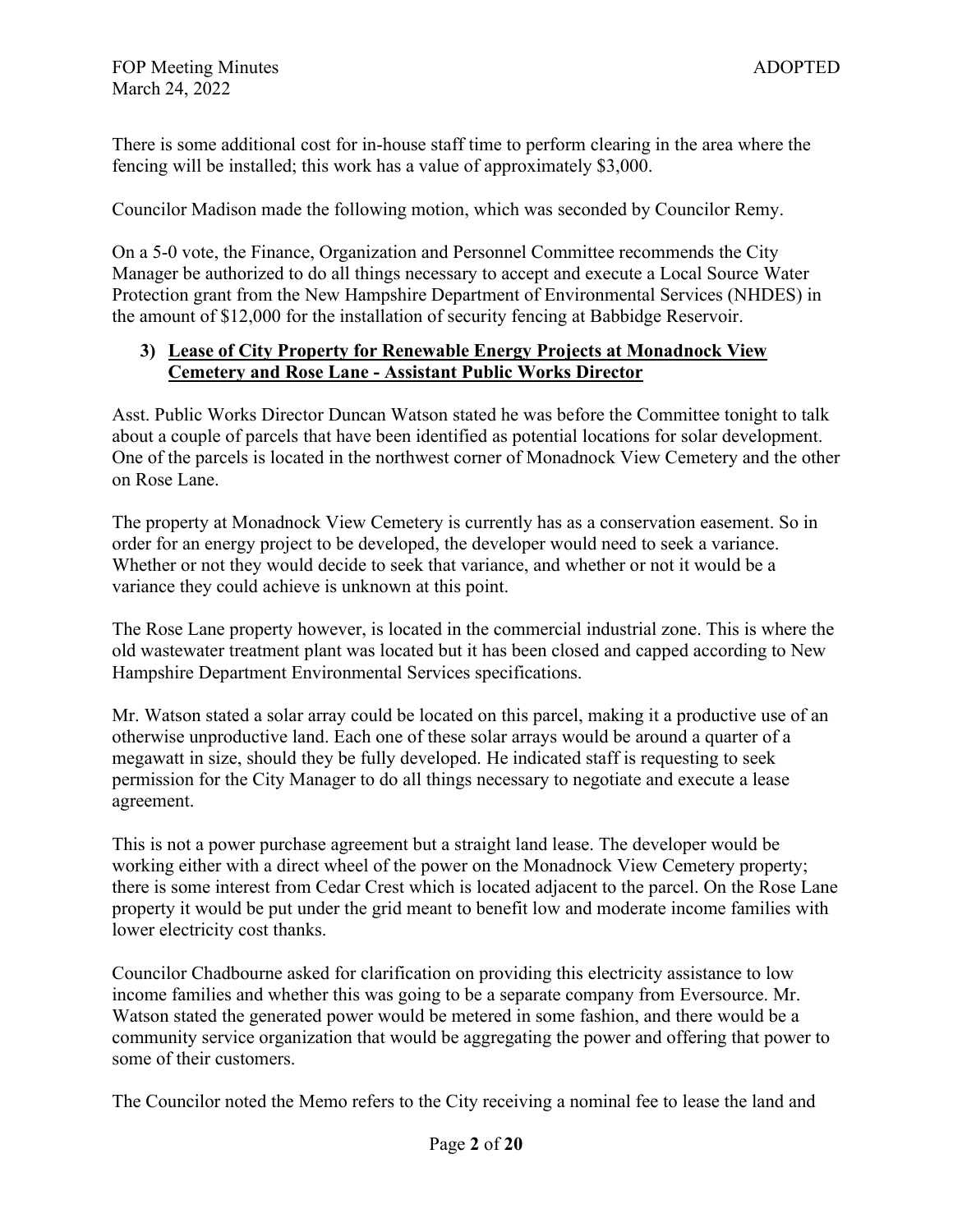There is some additional cost for in-house staff time to perform clearing in the area where the fencing will be installed; this work has a value of approximately $3,000.

Councilor Madison made the following motion, which was seconded by Councilor Remy.

On a 5-0 vote, the Finance, Organization and Personnel Committee recommends the City Manager be authorized to do all things necessary to accept and execute a Local Source Water Protection grant from the New Hampshire Department of Environmental Services (NHDES) in the amount of $12,000 for the installation of security fencing at Babbidge Reservoir.

### 3) Lease of City Property for Renewable Energy Projects at Monadnock View Cemetery and Rose Lane - Assistant Public Works Director

Asst. Public Works Director Duncan Watson stated he was before the Committee tonight to talk about a couple of parcels that have been identified as potential locations for solar development. One of the parcels is located in the northwest corner of Monadnock View Cemetery and the other on Rose Lane.

The property at Monadnock View Cemetery is currently has as a conservation easement. So in order for an energy project to be developed, the developer would need to seek a variance. Whether or not they would decide to seek that variance, and whether or not it would be a variance they could achieve is unknown at this point.

The Rose Lane property however, is located in the commercial industrial zone. This is where the old wastewater treatment plant was located but it has been closed and capped according to New Hampshire Department Environmental Services specifications.

Mr. Watson stated a solar array could be located on this parcel, making it a productive use of an otherwise unproductive land. Each one of these solar arrays would be around a quarter of a megawatt in size, should they be fully developed. He indicated staff is requesting to seek permission for the City Manager to do all things necessary to negotiate and execute a lease agreement.

This is not a power purchase agreement but a straight land lease. The developer would be working either with a direct wheel of the power on the Monadnock View Cemetery property; there is some interest from Cedar Crest which is located adjacent to the parcel. On the Rose Lane property it would be put under the grid meant to benefit low and moderate income families with lower electricity cost thanks.

Councilor Chadbourne asked for clarification on providing this electricity assistance to low income families and whether this was going to be a separate company from Eversource. Mr. Watson stated the generated power would be metered in some fashion, and there would be a community service organization that would be aggregating the power and offering that power to some of their customers.

The Councilor noted the Memo refers to the City receiving a nominal fee to lease the land and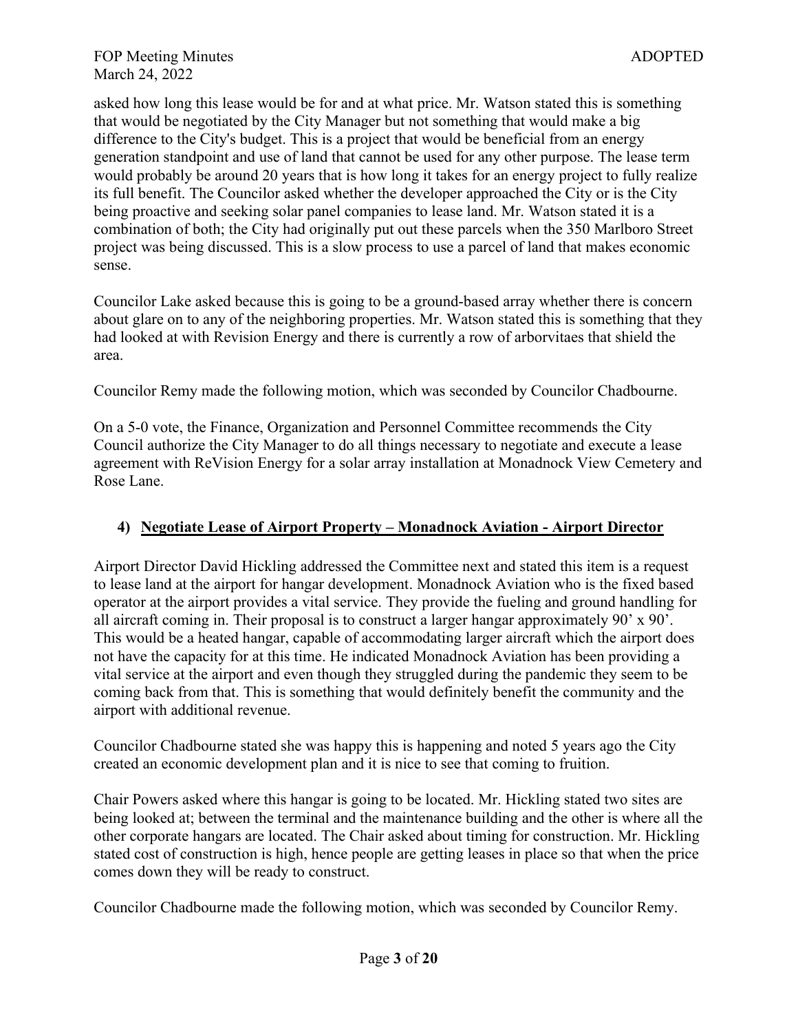asked how long this lease would be for and at what price. Mr. Watson stated this is something that would be negotiated by the City Manager but not something that would make a big difference to the City's budget. This is a project that would be beneficial from an energy generation standpoint and use of land that cannot be used for any other purpose. The lease term would probably be around 20 years that is how long it takes for an energy project to fully realize its full benefit. The Councilor asked whether the developer approached the City or is the City being proactive and seeking solar panel companies to lease land. Mr. Watson stated it is a combination of both; the City had originally put out these parcels when the 350 Marlboro Street project was being discussed. This is a slow process to use a parcel of land that makes economic sense.

Councilor Lake asked because this is going to be a ground-based array whether there is concern about glare on to any of the neighboring properties. Mr. Watson stated this is something that they had looked at with Revision Energy and there is currently a row of arborvitaes that shield the area.

Councilor Remy made the following motion, which was seconded by Councilor Chadbourne.

On a 5-0 vote, the Finance, Organization and Personnel Committee recommends the City Council authorize the City Manager to do all things necessary to negotiate and execute a lease agreement with ReVision Energy for a solar array installation at Monadnock View Cemetery and Rose Lane.

### 4) Negotiate Lease of Airport Property – Monadnock Aviation - Airport Director

Airport Director David Hickling addressed the Committee next and stated this item is a request to lease land at the airport for hangar development. Monadnock Aviation who is the fixed based operator at the airport provides a vital service. They provide the fueling and ground handling for all aircraft coming in. Their proposal is to construct a larger hangar approximately 90' x 90'. This would be a heated hangar, capable of accommodating larger aircraft which the airport does not have the capacity for at this time. He indicated Monadnock Aviation has been providing a vital service at the airport and even though they struggled during the pandemic they seem to be coming back from that. This is something that would definitely benefit the community and the airport with additional revenue.

Councilor Chadbourne stated she was happy this is happening and noted 5 years ago the City created an economic development plan and it is nice to see that coming to fruition.

Chair Powers asked where this hangar is going to be located. Mr. Hickling stated two sites are being looked at; between the terminal and the maintenance building and the other is where all the other corporate hangars are located. The Chair asked about timing for construction. Mr. Hickling stated cost of construction is high, hence people are getting leases in place so that when the price comes down they will be ready to construct.

Councilor Chadbourne made the following motion, which was seconded by Councilor Remy.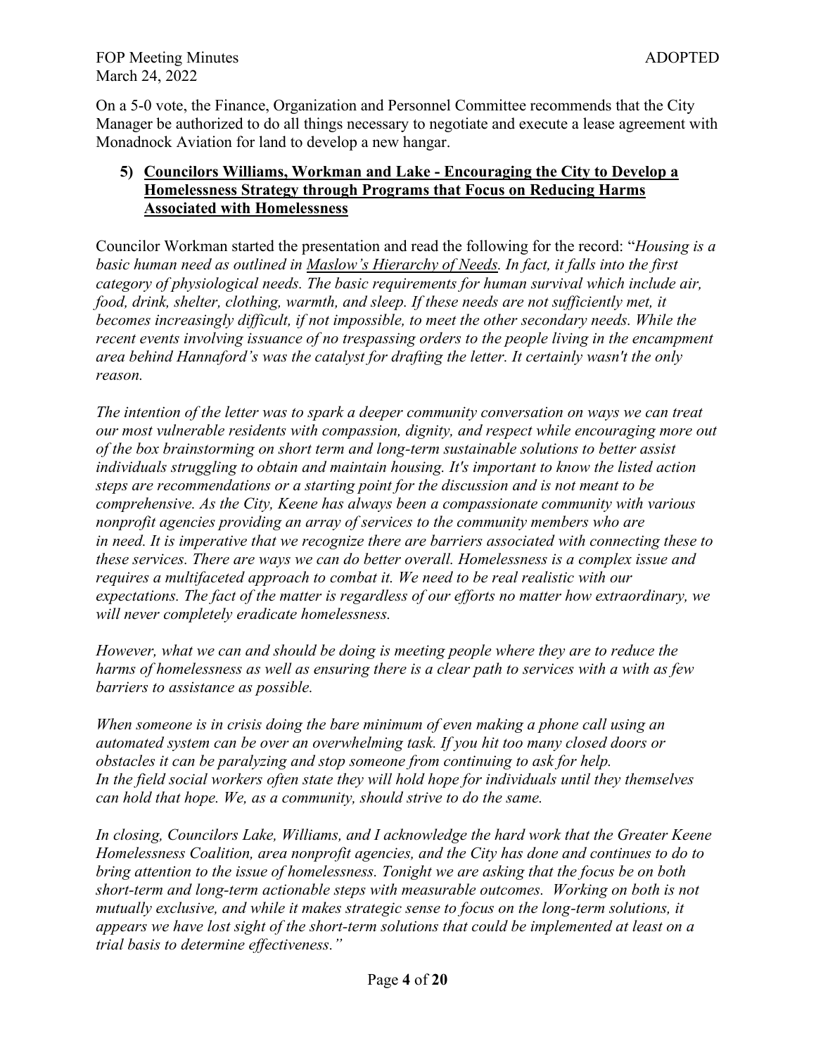On a 5-0 vote, the Finance, Organization and Personnel Committee recommends that the City Manager be authorized to do all things necessary to negotiate and execute a lease agreement with Monadnock Aviation for land to develop a new hangar.

**5) Councilors Williams, Workman and Lake - Encouraging the City to Develop a Homelessness Strategy through Programs that Focus on Reducing Harms Associated with Homelessness**

Councilor Workman started the presentation and read the following for the record: "*Housing is a basic human need as outlined in Maslow's Hierarchy of Needs. In fact, it falls into the first category of physiological needs. The basic requirements for human survival which include air, food, drink, shelter, clothing, warmth, and sleep. If these needs are not sufficiently met, it becomes increasingly difficult, if not impossible, to meet the other secondary needs. While the recent events involving issuance of no trespassing orders to the people living in the encampment area behind Hannaford's was the catalyst for drafting the letter. It certainly wasn't the only reason.*

*The intention of the letter was to spark a deeper community conversation on ways we can treat our most vulnerable residents with compassion, dignity, and respect while encouraging more out of the box brainstorming on short term and long-term sustainable solutions to better assist individuals struggling to obtain and maintain housing. It's important to know the listed action steps are recommendations or a starting point for the discussion and is not meant to be comprehensive. As the City, Keene has always been a compassionate community with various nonprofit agencies providing an array of services to the community members who are in need. It is imperative that we recognize there are barriers associated with connecting these to these services. There are ways we can do better overall. Homelessness is a complex issue and requires a multifaceted approach to combat it. We need to be real realistic with our expectations. The fact of the matter is regardless of our efforts no matter how extraordinary, we will never completely eradicate homelessness.*

*However, what we can and should be doing is meeting people where they are to reduce the harms of homelessness as well as ensuring there is a clear path to services with a with as few barriers to assistance as possible.*

*When someone is in crisis doing the bare minimum of even making a phone call using an automated system can be over an overwhelming task. If you hit too many closed doors or obstacles it can be paralyzing and stop someone from continuing to ask for help. In the field social workers often state they will hold hope for individuals until they themselves can hold that hope. We, as a community, should strive to do the same.*

*In closing, Councilors Lake, Williams, and I acknowledge the hard work that the Greater Keene Homelessness Coalition, area nonprofit agencies, and the City has done and continues to do to bring attention to the issue of homelessness. Tonight we are asking that the focus be on both short-term and long-term actionable steps with measurable outcomes. Working on both is not mutually exclusive, and while it makes strategic sense to focus on the long-term solutions, it appears we have lost sight of the short-term solutions that could be implemented at least on a trial basis to determine effectiveness.*"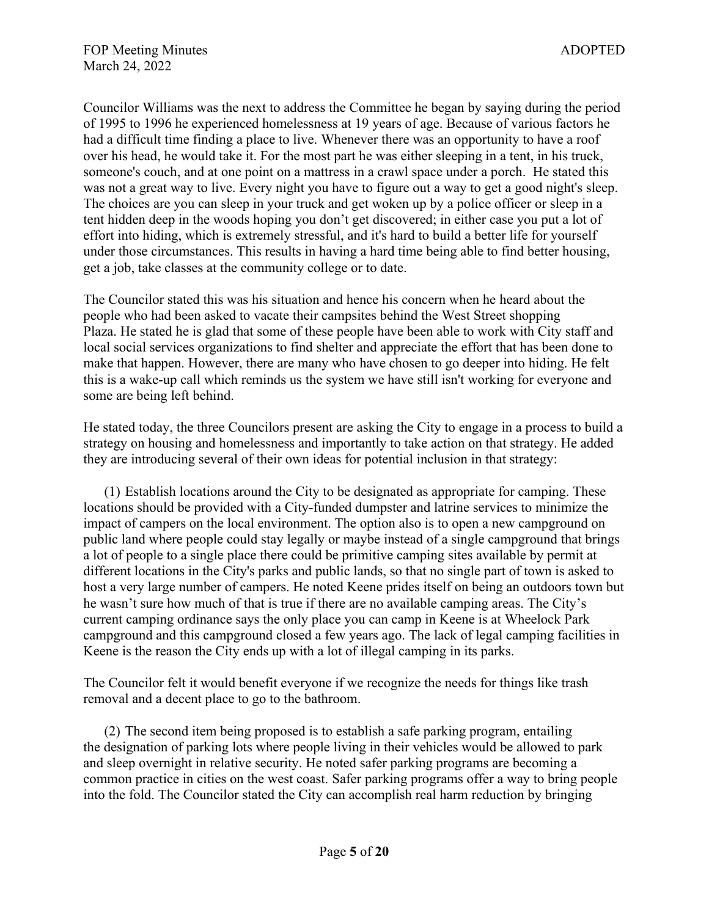Councilor Williams was the next to address the Committee he began by saying during the period of 1995 to 1996 he experienced homelessness at 19 years of age. Because of various factors he had a difficult time finding a place to live. Whenever there was an opportunity to have a roof over his head, he would take it. For the most part he was either sleeping in a tent, in his truck, someone's couch, and at one point on a mattress in a crawl space under a porch. He stated this was not a great way to live. Every night you have to figure out a way to get a good night's sleep. The choices are you can sleep in your truck and get woken up by a police officer or sleep in a tent hidden deep in the woods hoping you don't get discovered; in either case you put a lot of effort into hiding, which is extremely stressful, and it's hard to build a better life for yourself under those circumstances. This results in having a hard time being able to find better housing, get a job, take classes at the community college or to date.

The Councilor stated this was his situation and hence his concern when he heard about the people who had been asked to vacate their campsites behind the West Street shopping Plaza. He stated he is glad that some of these people have been able to work with City staff and local social services organizations to find shelter and appreciate the effort that has been done to make that happen. However, there are many who have chosen to go deeper into hiding. He felt this is a wake-up call which reminds us the system we have still isn't working for everyone and some are being left behind.

He stated today, the three Councilors present are asking the City to engage in a process to build a strategy on housing and homelessness and importantly to take action on that strategy. He added they are introducing several of their own ideas for potential inclusion in that strategy:

(1) Establish locations around the City to be designated as appropriate for camping. These locations should be provided with a City-funded dumpster and latrine services to minimize the impact of campers on the local environment. The option also is to open a new campground on public land where people could stay legally or maybe instead of a single campground that brings a lot of people to a single place there could be primitive camping sites available by permit at different locations in the City's parks and public lands, so that no single part of town is asked to host a very large number of campers. He noted Keene prides itself on being an outdoors town but he wasn't sure how much of that is true if there are no available camping areas. The City's current camping ordinance says the only place you can camp in Keene is at Wheelock Park campground and this campground closed a few years ago. The lack of legal camping facilities in Keene is the reason the City ends up with a lot of illegal camping in its parks.

The Councilor felt it would benefit everyone if we recognize the needs for things like trash removal and a decent place to go to the bathroom.

(2) The second item being proposed is to establish a safe parking program, entailing the designation of parking lots where people living in their vehicles would be allowed to park and sleep overnight in relative security. He noted safer parking programs are becoming a common practice in cities on the west coast. Safer parking programs offer a way to bring people into the fold. The Councilor stated the City can accomplish real harm reduction by bringing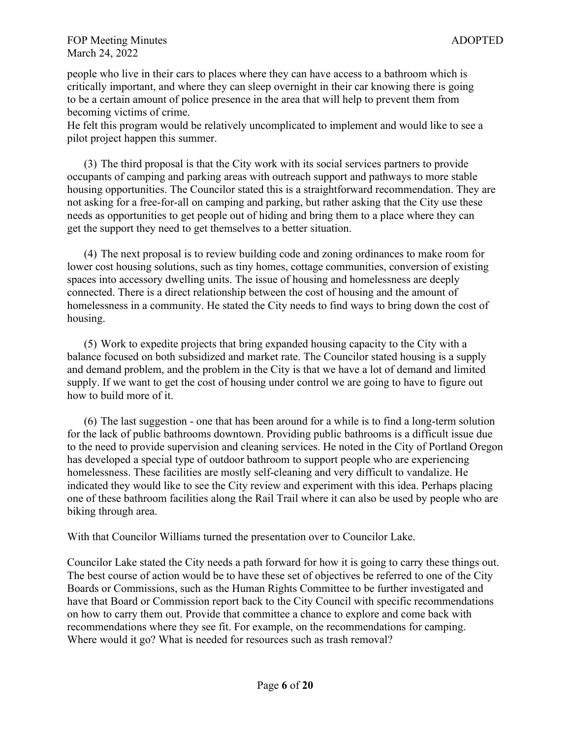people who live in their cars to places where they can have access to a bathroom which is critically important, and where they can sleep overnight in their car knowing there is going to be a certain amount of police presence in the area that will help to prevent them from becoming victims of crime.
He felt this program would be relatively uncomplicated to implement and would like to see a pilot project happen this summer.

(3) The third proposal is that the City work with its social services partners to provide occupants of camping and parking areas with outreach support and pathways to more stable housing opportunities. The Councilor stated this is a straightforward recommendation. They are not asking for a free-for-all on camping and parking, but rather asking that the City use these needs as opportunities to get people out of hiding and bring them to a place where they can get the support they need to get themselves to a better situation.

(4) The next proposal is to review building code and zoning ordinances to make room for lower cost housing solutions, such as tiny homes, cottage communities, conversion of existing spaces into accessory dwelling units. The issue of housing and homelessness are deeply connected. There is a direct relationship between the cost of housing and the amount of homelessness in a community. He stated the City needs to find ways to bring down the cost of housing.

(5) Work to expedite projects that bring expanded housing capacity to the City with a balance focused on both subsidized and market rate. The Councilor stated housing is a supply and demand problem, and the problem in the City is that we have a lot of demand and limited supply. If we want to get the cost of housing under control we are going to have to figure out how to build more of it.

(6) The last suggestion - one that has been around for a while is to find a long-term solution for the lack of public bathrooms downtown. Providing public bathrooms is a difficult issue due to the need to provide supervision and cleaning services. He noted in the City of Portland Oregon has developed a special type of outdoor bathroom to support people who are experiencing homelessness. These facilities are mostly self-cleaning and very difficult to vandalize. He indicated they would like to see the City review and experiment with this idea. Perhaps placing one of these bathroom facilities along the Rail Trail where it can also be used by people who are biking through area.

With that Councilor Williams turned the presentation over to Councilor Lake.

Councilor Lake stated the City needs a path forward for how it is going to carry these things out. The best course of action would be to have these set of objectives be referred to one of the City Boards or Commissions, such as the Human Rights Committee to be further investigated and have that Board or Commission report back to the City Council with specific recommendations on how to carry them out. Provide that committee a chance to explore and come back with recommendations where they see fit. For example, on the recommendations for camping. Where would it go? What is needed for resources such as trash removal?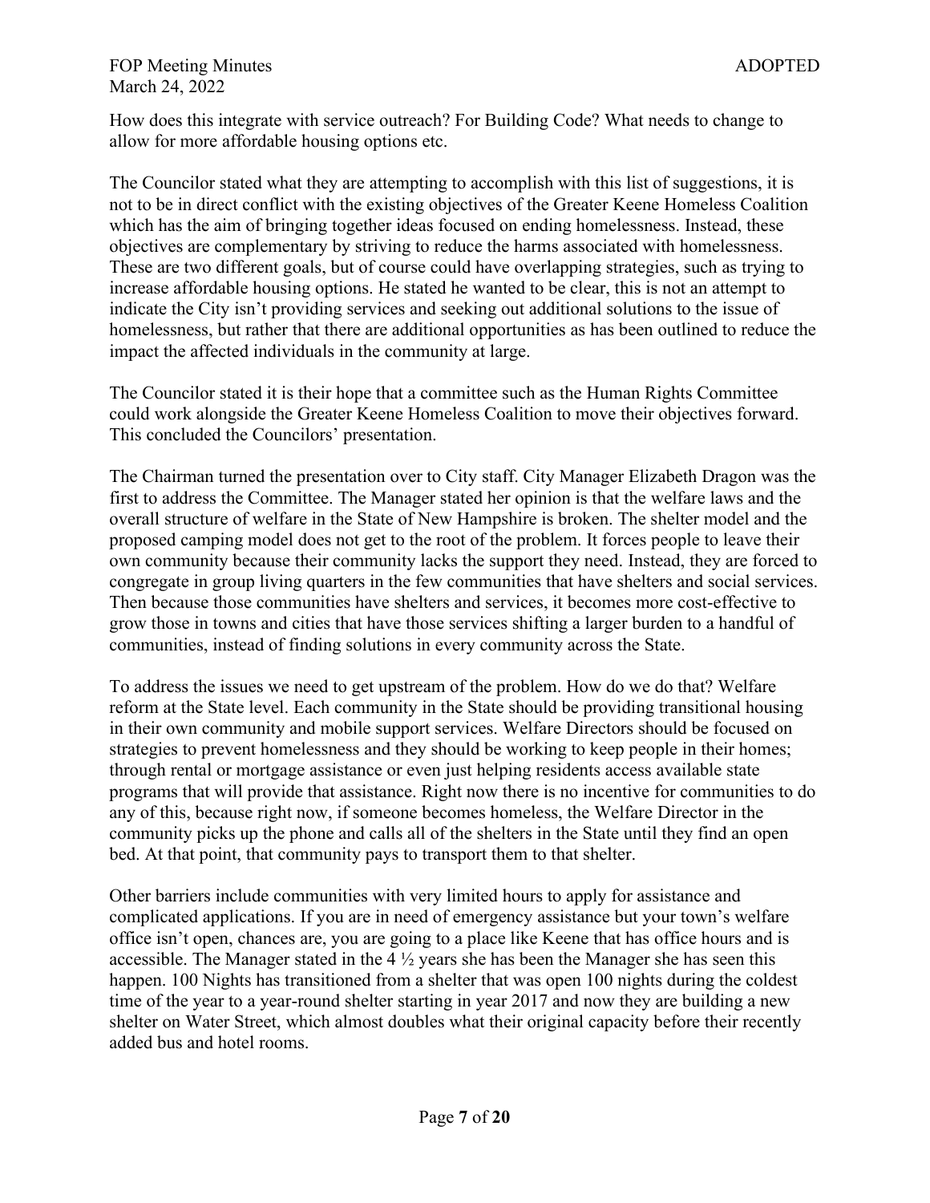How does this integrate with service outreach? For Building Code? What needs to change to allow for more affordable housing options etc.

The Councilor stated what they are attempting to accomplish with this list of suggestions, it is not to be in direct conflict with the existing objectives of the Greater Keene Homeless Coalition which has the aim of bringing together ideas focused on ending homelessness. Instead, these objectives are complementary by striving to reduce the harms associated with homelessness. These are two different goals, but of course could have overlapping strategies, such as trying to increase affordable housing options. He stated he wanted to be clear, this is not an attempt to indicate the City isn't providing services and seeking out additional solutions to the issue of homelessness, but rather that there are additional opportunities as has been outlined to reduce the impact the affected individuals in the community at large.

The Councilor stated it is their hope that a committee such as the Human Rights Committee could work alongside the Greater Keene Homeless Coalition to move their objectives forward. This concluded the Councilors' presentation.

The Chairman turned the presentation over to City staff. City Manager Elizabeth Dragon was the first to address the Committee. The Manager stated her opinion is that the welfare laws and the overall structure of welfare in the State of New Hampshire is broken. The shelter model and the proposed camping model does not get to the root of the problem. It forces people to leave their own community because their community lacks the support they need. Instead, they are forced to congregate in group living quarters in the few communities that have shelters and social services. Then because those communities have shelters and services, it becomes more cost-effective to grow those in towns and cities that have those services shifting a larger burden to a handful of communities, instead of finding solutions in every community across the State.

To address the issues we need to get upstream of the problem. How do we do that? Welfare reform at the State level. Each community in the State should be providing transitional housing in their own community and mobile support services. Welfare Directors should be focused on strategies to prevent homelessness and they should be working to keep people in their homes; through rental or mortgage assistance or even just helping residents access available state programs that will provide that assistance. Right now there is no incentive for communities to do any of this, because right now, if someone becomes homeless, the Welfare Director in the community picks up the phone and calls all of the shelters in the State until they find an open bed. At that point, that community pays to transport them to that shelter.

Other barriers include communities with very limited hours to apply for assistance and complicated applications. If you are in need of emergency assistance but your town's welfare office isn't open, chances are, you are going to a place like Keene that has office hours and is accessible. The Manager stated in the 4 ½ years she has been the Manager she has seen this happen. 100 Nights has transitioned from a shelter that was open 100 nights during the coldest time of the year to a year-round shelter starting in year 2017 and now they are building a new shelter on Water Street, which almost doubles what their original capacity before their recently added bus and hotel rooms.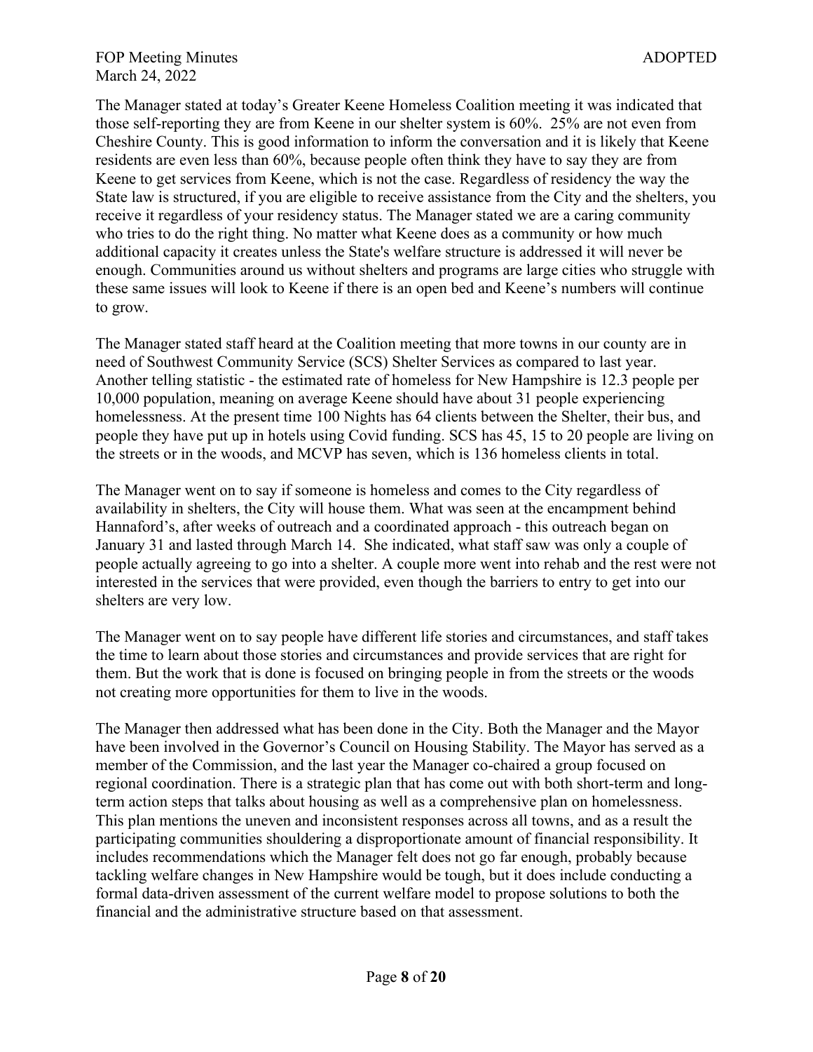The Manager stated at today's Greater Keene Homeless Coalition meeting it was indicated that those self-reporting they are from Keene in our shelter system is 60%. 25% are not even from Cheshire County. This is good information to inform the conversation and it is likely that Keene residents are even less than 60%, because people often think they have to say they are from Keene to get services from Keene, which is not the case. Regardless of residency the way the State law is structured, if you are eligible to receive assistance from the City and the shelters, you receive it regardless of your residency status. The Manager stated we are a caring community who tries to do the right thing. No matter what Keene does as a community or how much additional capacity it creates unless the State's welfare structure is addressed it will never be enough. Communities around us without shelters and programs are large cities who struggle with these same issues will look to Keene if there is an open bed and Keene's numbers will continue to grow.

The Manager stated staff heard at the Coalition meeting that more towns in our county are in need of Southwest Community Service (SCS) Shelter Services as compared to last year. Another telling statistic - the estimated rate of homeless for New Hampshire is 12.3 people per 10,000 population, meaning on average Keene should have about 31 people experiencing homelessness. At the present time 100 Nights has 64 clients between the Shelter, their bus, and people they have put up in hotels using Covid funding. SCS has 45, 15 to 20 people are living on the streets or in the woods, and MCVP has seven, which is 136 homeless clients in total.

The Manager went on to say if someone is homeless and comes to the City regardless of availability in shelters, the City will house them. What was seen at the encampment behind Hannaford's, after weeks of outreach and a coordinated approach - this outreach began on January 31 and lasted through March 14. She indicated, what staff saw was only a couple of people actually agreeing to go into a shelter. A couple more went into rehab and the rest were not interested in the services that were provided, even though the barriers to entry to get into our shelters are very low.

The Manager went on to say people have different life stories and circumstances, and staff takes the time to learn about those stories and circumstances and provide services that are right for them. But the work that is done is focused on bringing people in from the streets or the woods not creating more opportunities for them to live in the woods.

The Manager then addressed what has been done in the City. Both the Manager and the Mayor have been involved in the Governor's Council on Housing Stability. The Mayor has served as a member of the Commission, and the last year the Manager co-chaired a group focused on regional coordination. There is a strategic plan that has come out with both short-term and long-term action steps that talks about housing as well as a comprehensive plan on homelessness. This plan mentions the uneven and inconsistent responses across all towns, and as a result the participating communities shouldering a disproportionate amount of financial responsibility. It includes recommendations which the Manager felt does not go far enough, probably because tackling welfare changes in New Hampshire would be tough, but it does include conducting a formal data-driven assessment of the current welfare model to propose solutions to both the financial and the administrative structure based on that assessment.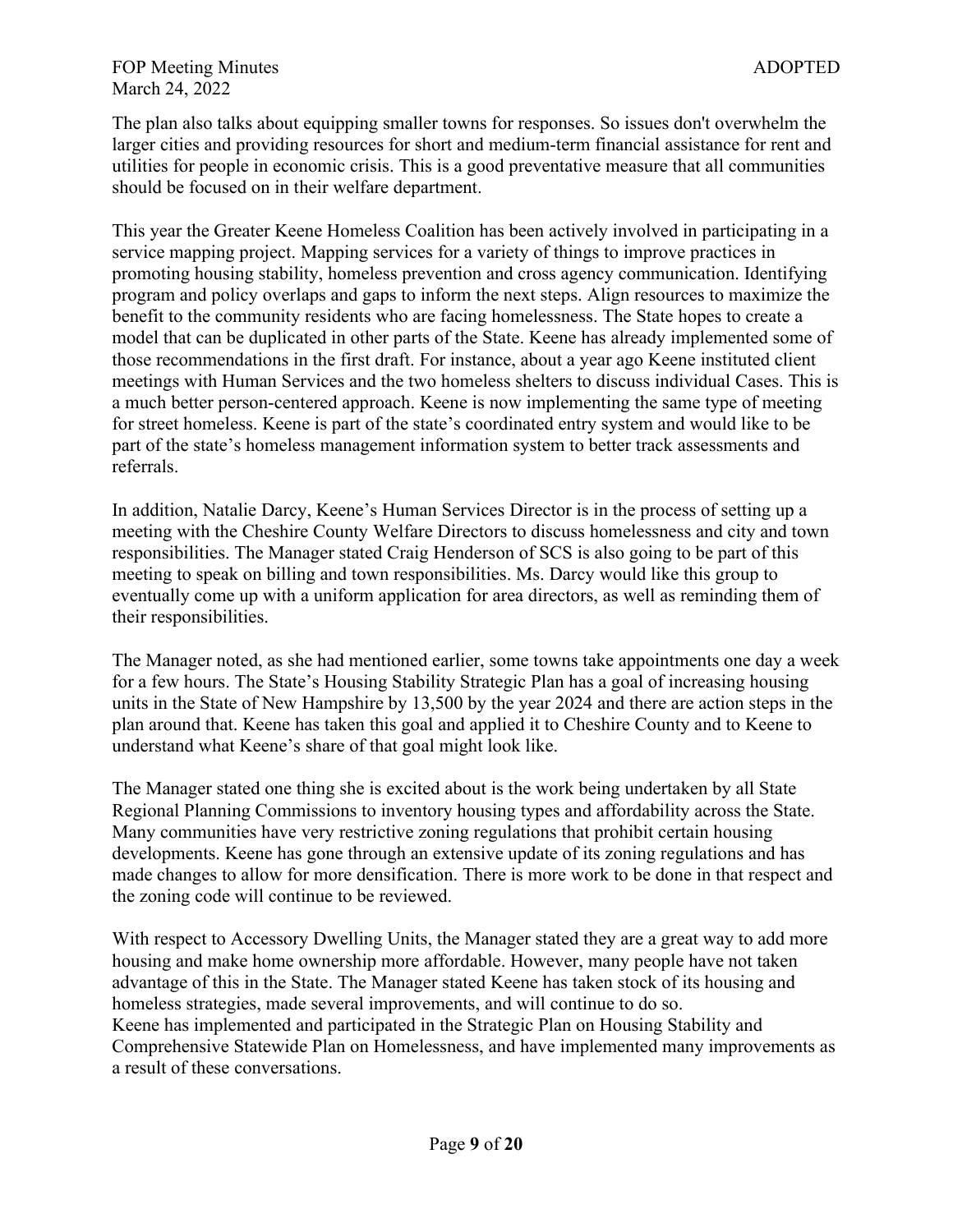The plan also talks about equipping smaller towns for responses. So issues don't overwhelm the larger cities and providing resources for short and medium-term financial assistance for rent and utilities for people in economic crisis. This is a good preventative measure that all communities should be focused on in their welfare department.

This year the Greater Keene Homeless Coalition has been actively involved in participating in a service mapping project. Mapping services for a variety of things to improve practices in promoting housing stability, homeless prevention and cross agency communication. Identifying program and policy overlaps and gaps to inform the next steps. Align resources to maximize the benefit to the community residents who are facing homelessness. The State hopes to create a model that can be duplicated in other parts of the State. Keene has already implemented some of those recommendations in the first draft. For instance, about a year ago Keene instituted client meetings with Human Services and the two homeless shelters to discuss individual Cases. This is a much better person-centered approach. Keene is now implementing the same type of meeting for street homeless. Keene is part of the state's coordinated entry system and would like to be part of the state's homeless management information system to better track assessments and referrals.

In addition, Natalie Darcy, Keene's Human Services Director is in the process of setting up a meeting with the Cheshire County Welfare Directors to discuss homelessness and city and town responsibilities. The Manager stated Craig Henderson of SCS is also going to be part of this meeting to speak on billing and town responsibilities. Ms. Darcy would like this group to eventually come up with a uniform application for area directors, as well as reminding them of their responsibilities.

The Manager noted, as she had mentioned earlier, some towns take appointments one day a week for a few hours. The State's Housing Stability Strategic Plan has a goal of increasing housing units in the State of New Hampshire by 13,500 by the year 2024 and there are action steps in the plan around that. Keene has taken this goal and applied it to Cheshire County and to Keene to understand what Keene's share of that goal might look like.

The Manager stated one thing she is excited about is the work being undertaken by all State Regional Planning Commissions to inventory housing types and affordability across the State. Many communities have very restrictive zoning regulations that prohibit certain housing developments. Keene has gone through an extensive update of its zoning regulations and has made changes to allow for more densification. There is more work to be done in that respect and the zoning code will continue to be reviewed.

With respect to Accessory Dwelling Units, the Manager stated they are a great way to add more housing and make home ownership more affordable. However, many people have not taken advantage of this in the State. The Manager stated Keene has taken stock of its housing and homeless strategies, made several improvements, and will continue to do so.
Keene has implemented and participated in the Strategic Plan on Housing Stability and Comprehensive Statewide Plan on Homelessness, and have implemented many improvements as a result of these conversations.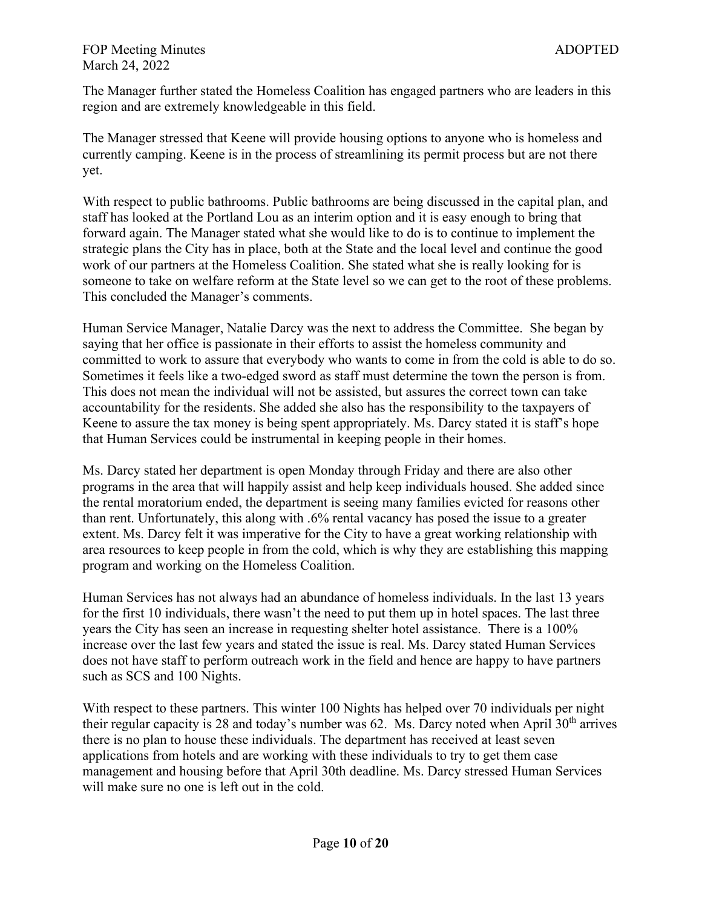The Manager further stated the Homeless Coalition has engaged partners who are leaders in this region and are extremely knowledgeable in this field.

The Manager stressed that Keene will provide housing options to anyone who is homeless and currently camping. Keene is in the process of streamlining its permit process but are not there yet.

With respect to public bathrooms. Public bathrooms are being discussed in the capital plan, and staff has looked at the Portland Lou as an interim option and it is easy enough to bring that forward again. The Manager stated what she would like to do is to continue to implement the strategic plans the City has in place, both at the State and the local level and continue the good work of our partners at the Homeless Coalition. She stated what she is really looking for is someone to take on welfare reform at the State level so we can get to the root of these problems. This concluded the Manager's comments.

Human Service Manager, Natalie Darcy was the next to address the Committee. She began by saying that her office is passionate in their efforts to assist the homeless community and committed to work to assure that everybody who wants to come in from the cold is able to do so. Sometimes it feels like a two-edged sword as staff must determine the town the person is from. This does not mean the individual will not be assisted, but assures the correct town can take accountability for the residents. She added she also has the responsibility to the taxpayers of Keene to assure the tax money is being spent appropriately. Ms. Darcy stated it is staff's hope that Human Services could be instrumental in keeping people in their homes.

Ms. Darcy stated her department is open Monday through Friday and there are also other programs in the area that will happily assist and help keep individuals housed. She added since the rental moratorium ended, the department is seeing many families evicted for reasons other than rent. Unfortunately, this along with .6% rental vacancy has posed the issue to a greater extent. Ms. Darcy felt it was imperative for the City to have a great working relationship with area resources to keep people in from the cold, which is why they are establishing this mapping program and working on the Homeless Coalition.

Human Services has not always had an abundance of homeless individuals. In the last 13 years for the first 10 individuals, there wasn't the need to put them up in hotel spaces. The last three years the City has seen an increase in requesting shelter hotel assistance. There is a 100% increase over the last few years and stated the issue is real. Ms. Darcy stated Human Services does not have staff to perform outreach work in the field and hence are happy to have partners such as SCS and 100 Nights.

With respect to these partners. This winter 100 Nights has helped over 70 individuals per night their regular capacity is 28 and today's number was 62. Ms. Darcy noted when April 30th arrives there is no plan to house these individuals. The department has received at least seven applications from hotels and are working with these individuals to try to get them case management and housing before that April 30th deadline. Ms. Darcy stressed Human Services will make sure no one is left out in the cold.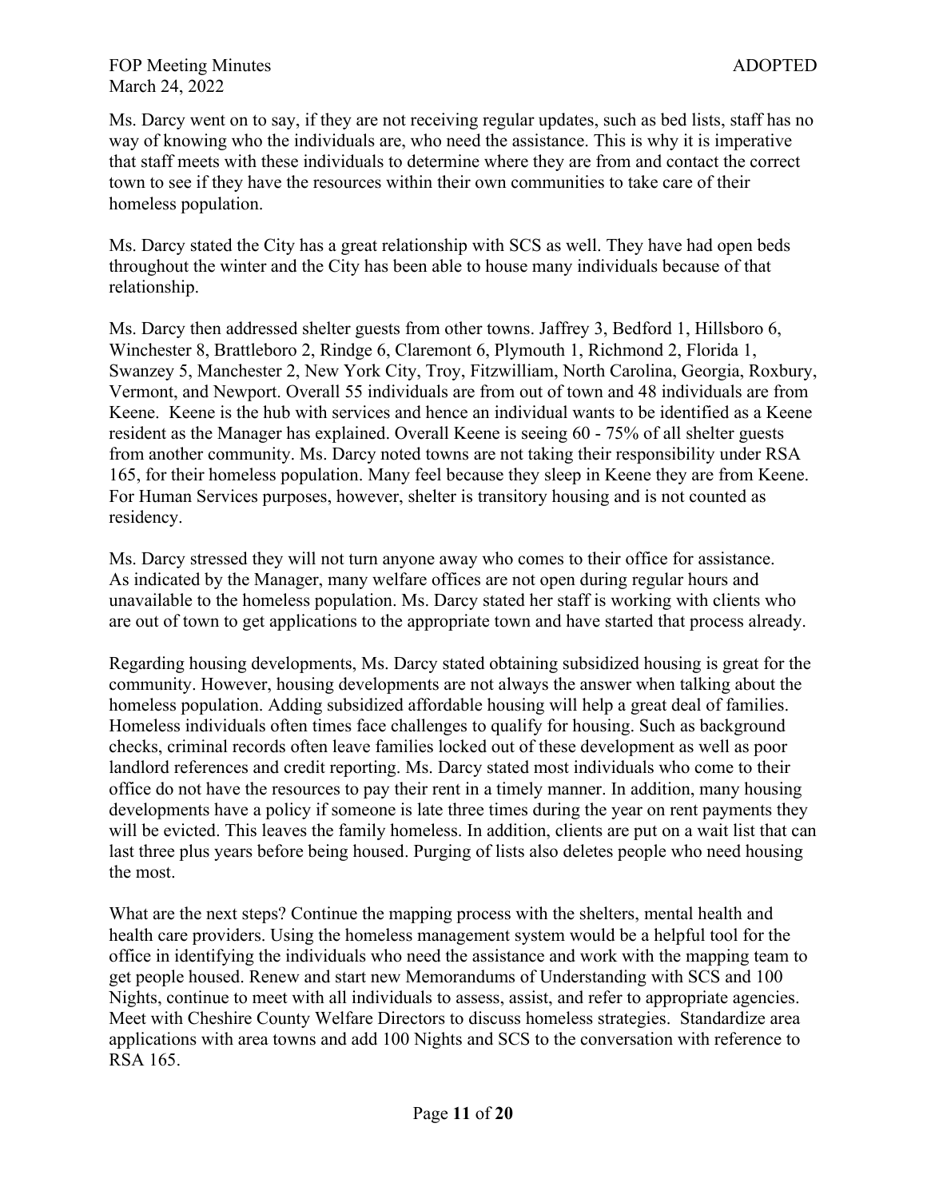Ms. Darcy went on to say, if they are not receiving regular updates, such as bed lists, staff has no way of knowing who the individuals are, who need the assistance. This is why it is imperative that staff meets with these individuals to determine where they are from and contact the correct town to see if they have the resources within their own communities to take care of their homeless population.

Ms. Darcy stated the City has a great relationship with SCS as well. They have had open beds throughout the winter and the City has been able to house many individuals because of that relationship.

Ms. Darcy then addressed shelter guests from other towns. Jaffrey 3, Bedford 1, Hillsboro 6, Winchester 8, Brattleboro 2, Rindge 6, Claremont 6, Plymouth 1, Richmond 2, Florida 1, Swanzey 5, Manchester 2, New York City, Troy, Fitzwilliam, North Carolina, Georgia, Roxbury, Vermont, and Newport. Overall 55 individuals are from out of town and 48 individuals are from Keene. Keene is the hub with services and hence an individual wants to be identified as a Keene resident as the Manager has explained. Overall Keene is seeing 60 - 75% of all shelter guests from another community. Ms. Darcy noted towns are not taking their responsibility under RSA 165, for their homeless population. Many feel because they sleep in Keene they are from Keene. For Human Services purposes, however, shelter is transitory housing and is not counted as residency.

Ms. Darcy stressed they will not turn anyone away who comes to their office for assistance. As indicated by the Manager, many welfare offices are not open during regular hours and unavailable to the homeless population. Ms. Darcy stated her staff is working with clients who are out of town to get applications to the appropriate town and have started that process already.

Regarding housing developments, Ms. Darcy stated obtaining subsidized housing is great for the community. However, housing developments are not always the answer when talking about the homeless population. Adding subsidized affordable housing will help a great deal of families. Homeless individuals often times face challenges to qualify for housing. Such as background checks, criminal records often leave families locked out of these development as well as poor landlord references and credit reporting. Ms. Darcy stated most individuals who come to their office do not have the resources to pay their rent in a timely manner. In addition, many housing developments have a policy if someone is late three times during the year on rent payments they will be evicted. This leaves the family homeless. In addition, clients are put on a wait list that can last three plus years before being housed. Purging of lists also deletes people who need housing the most.

What are the next steps? Continue the mapping process with the shelters, mental health and health care providers. Using the homeless management system would be a helpful tool for the office in identifying the individuals who need the assistance and work with the mapping team to get people housed. Renew and start new Memorandums of Understanding with SCS and 100 Nights, continue to meet with all individuals to assess, assist, and refer to appropriate agencies. Meet with Cheshire County Welfare Directors to discuss homeless strategies. Standardize area applications with area towns and add 100 Nights and SCS to the conversation with reference to RSA 165.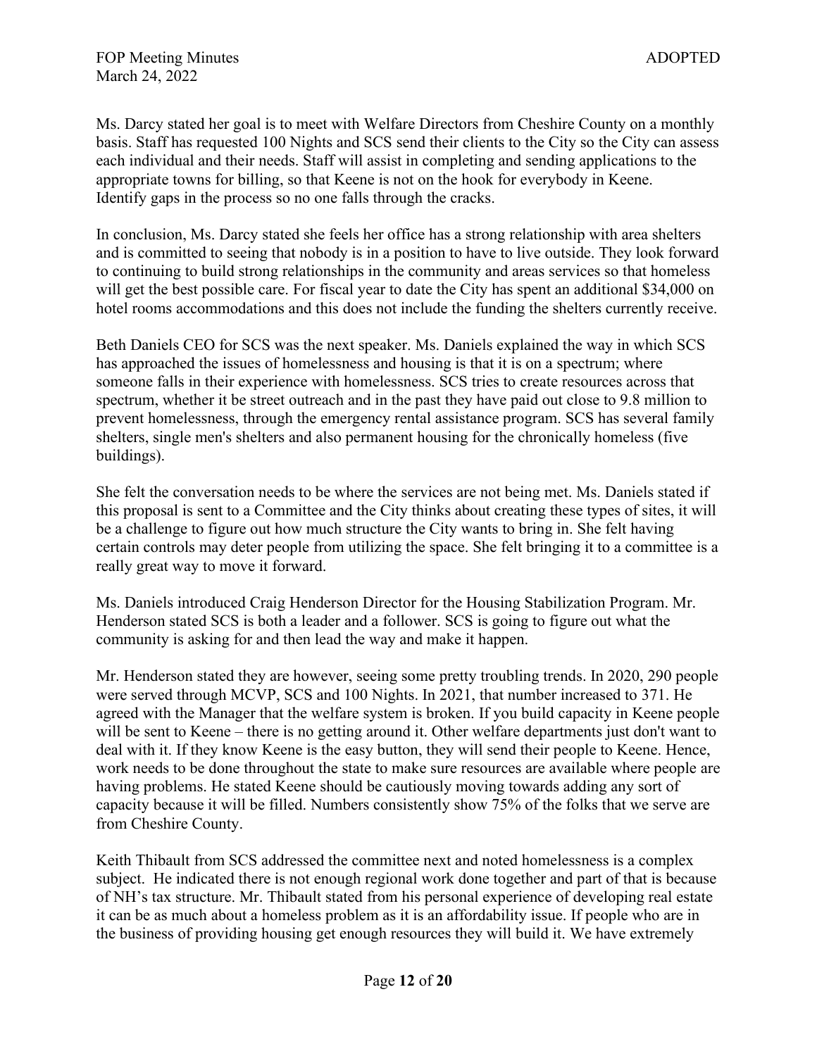Ms. Darcy stated her goal is to meet with Welfare Directors from Cheshire County on a monthly basis. Staff has requested 100 Nights and SCS send their clients to the City so the City can assess each individual and their needs. Staff will assist in completing and sending applications to the appropriate towns for billing, so that Keene is not on the hook for everybody in Keene. Identify gaps in the process so no one falls through the cracks.

In conclusion, Ms. Darcy stated she feels her office has a strong relationship with area shelters and is committed to seeing that nobody is in a position to have to live outside. They look forward to continuing to build strong relationships in the community and areas services so that homeless will get the best possible care. For fiscal year to date the City has spent an additional $34,000 on hotel rooms accommodations and this does not include the funding the shelters currently receive.

Beth Daniels CEO for SCS was the next speaker. Ms. Daniels explained the way in which SCS has approached the issues of homelessness and housing is that it is on a spectrum; where someone falls in their experience with homelessness. SCS tries to create resources across that spectrum, whether it be street outreach and in the past they have paid out close to 9.8 million to prevent homelessness, through the emergency rental assistance program. SCS has several family shelters, single men's shelters and also permanent housing for the chronically homeless (five buildings).

She felt the conversation needs to be where the services are not being met. Ms. Daniels stated if this proposal is sent to a Committee and the City thinks about creating these types of sites, it will be a challenge to figure out how much structure the City wants to bring in. She felt having certain controls may deter people from utilizing the space. She felt bringing it to a committee is a really great way to move it forward.

Ms. Daniels introduced Craig Henderson Director for the Housing Stabilization Program. Mr. Henderson stated SCS is both a leader and a follower. SCS is going to figure out what the community is asking for and then lead the way and make it happen.

Mr. Henderson stated they are however, seeing some pretty troubling trends. In 2020, 290 people were served through MCVP, SCS and 100 Nights. In 2021, that number increased to 371. He agreed with the Manager that the welfare system is broken. If you build capacity in Keene people will be sent to Keene – there is no getting around it. Other welfare departments just don't want to deal with it. If they know Keene is the easy button, they will send their people to Keene. Hence, work needs to be done throughout the state to make sure resources are available where people are having problems. He stated Keene should be cautiously moving towards adding any sort of capacity because it will be filled. Numbers consistently show 75% of the folks that we serve are from Cheshire County.

Keith Thibault from SCS addressed the committee next and noted homelessness is a complex subject. He indicated there is not enough regional work done together and part of that is because of NH's tax structure. Mr. Thibault stated from his personal experience of developing real estate it can be as much about a homeless problem as it is an affordability issue. If people who are in the business of providing housing get enough resources they will build it. We have extremely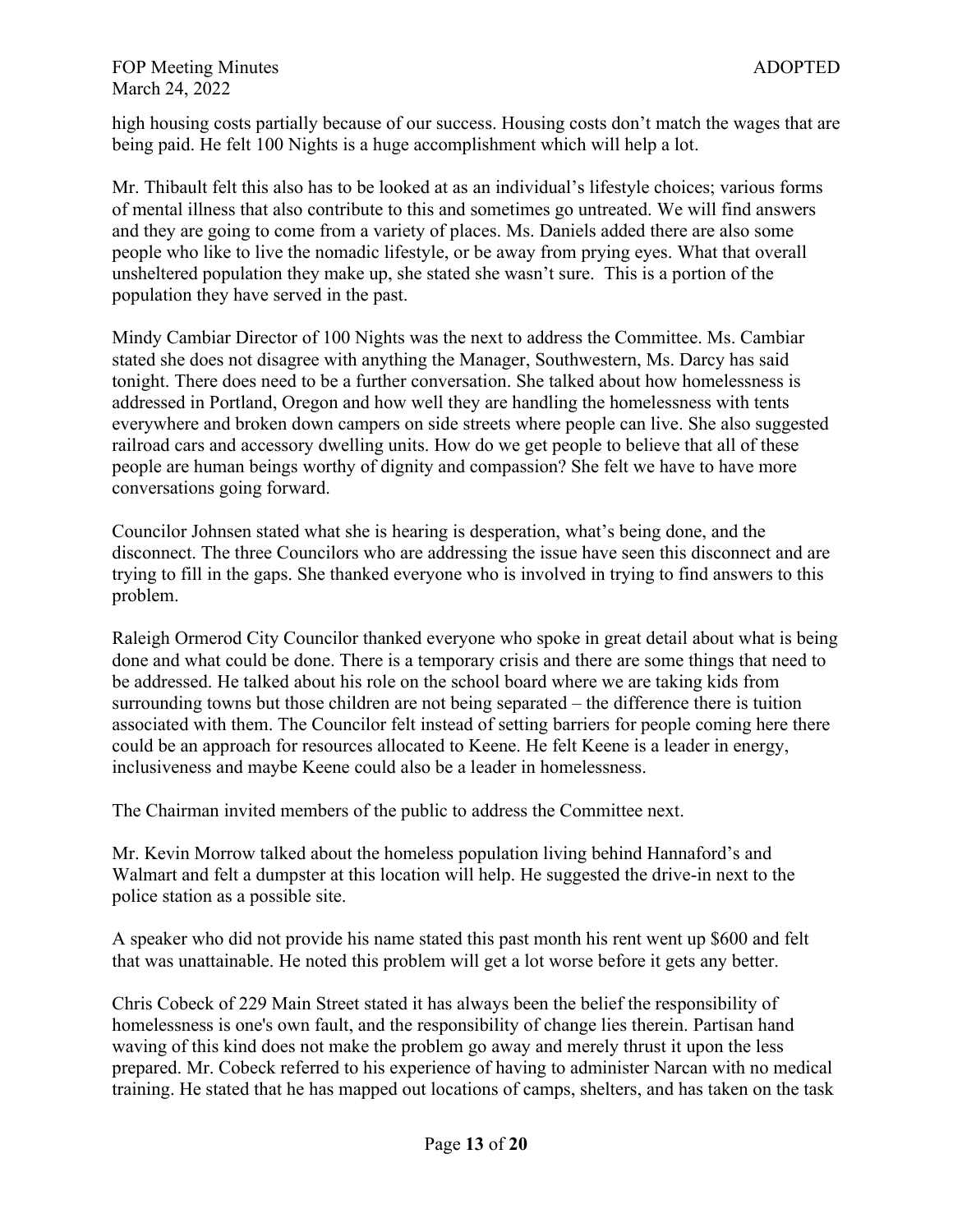high housing costs partially because of our success. Housing costs don't match the wages that are being paid. He felt 100 Nights is a huge accomplishment which will help a lot.

Mr. Thibault felt this also has to be looked at as an individual's lifestyle choices; various forms of mental illness that also contribute to this and sometimes go untreated. We will find answers and they are going to come from a variety of places. Ms. Daniels added there are also some people who like to live the nomadic lifestyle, or be away from prying eyes. What that overall unsheltered population they make up, she stated she wasn't sure. This is a portion of the population they have served in the past.

Mindy Cambiar Director of 100 Nights was the next to address the Committee. Ms. Cambiar stated she does not disagree with anything the Manager, Southwestern, Ms. Darcy has said tonight. There does need to be a further conversation. She talked about how homelessness is addressed in Portland, Oregon and how well they are handling the homelessness with tents everywhere and broken down campers on side streets where people can live. She also suggested railroad cars and accessory dwelling units. How do we get people to believe that all of these people are human beings worthy of dignity and compassion? She felt we have to have more conversations going forward.

Councilor Johnsen stated what she is hearing is desperation, what's being done, and the disconnect. The three Councilors who are addressing the issue have seen this disconnect and are trying to fill in the gaps. She thanked everyone who is involved in trying to find answers to this problem.

Raleigh Ormerod City Councilor thanked everyone who spoke in great detail about what is being done and what could be done. There is a temporary crisis and there are some things that need to be addressed. He talked about his role on the school board where we are taking kids from surrounding towns but those children are not being separated – the difference there is tuition associated with them. The Councilor felt instead of setting barriers for people coming here there could be an approach for resources allocated to Keene. He felt Keene is a leader in energy, inclusiveness and maybe Keene could also be a leader in homelessness.

The Chairman invited members of the public to address the Committee next.

Mr. Kevin Morrow talked about the homeless population living behind Hannaford's and Walmart and felt a dumpster at this location will help. He suggested the drive-in next to the police station as a possible site.

A speaker who did not provide his name stated this past month his rent went up $600 and felt that was unattainable. He noted this problem will get a lot worse before it gets any better.

Chris Cobeck of 229 Main Street stated it has always been the belief the responsibility of homelessness is one's own fault, and the responsibility of change lies therein. Partisan hand waving of this kind does not make the problem go away and merely thrust it upon the less prepared. Mr. Cobeck referred to his experience of having to administer Narcan with no medical training. He stated that he has mapped out locations of camps, shelters, and has taken on the task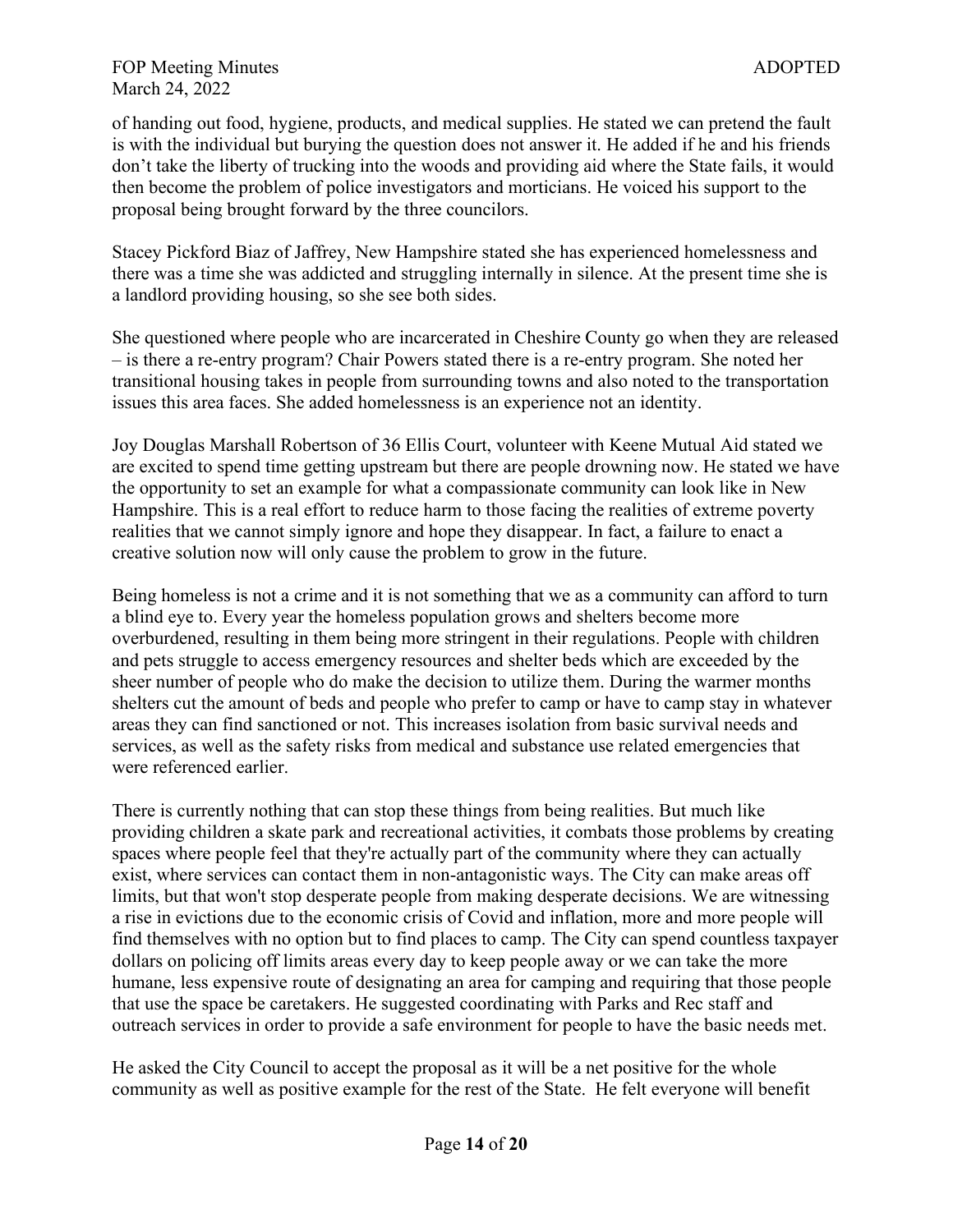of handing out food, hygiene, products, and medical supplies. He stated we can pretend the fault is with the individual but burying the question does not answer it. He added if he and his friends don't take the liberty of trucking into the woods and providing aid where the State fails, it would then become the problem of police investigators and morticians. He voiced his support to the proposal being brought forward by the three councilors.

Stacey Pickford Biaz of Jaffrey, New Hampshire stated she has experienced homelessness and there was a time she was addicted and struggling internally in silence. At the present time she is a landlord providing housing, so she see both sides.

She questioned where people who are incarcerated in Cheshire County go when they are released – is there a re-entry program? Chair Powers stated there is a re-entry program. She noted her transitional housing takes in people from surrounding towns and also noted to the transportation issues this area faces. She added homelessness is an experience not an identity.

Joy Douglas Marshall Robertson of 36 Ellis Court, volunteer with Keene Mutual Aid stated we are excited to spend time getting upstream but there are people drowning now. He stated we have the opportunity to set an example for what a compassionate community can look like in New Hampshire. This is a real effort to reduce harm to those facing the realities of extreme poverty realities that we cannot simply ignore and hope they disappear. In fact, a failure to enact a creative solution now will only cause the problem to grow in the future.

Being homeless is not a crime and it is not something that we as a community can afford to turn a blind eye to. Every year the homeless population grows and shelters become more overburdened, resulting in them being more stringent in their regulations. People with children and pets struggle to access emergency resources and shelter beds which are exceeded by the sheer number of people who do make the decision to utilize them. During the warmer months shelters cut the amount of beds and people who prefer to camp or have to camp stay in whatever areas they can find sanctioned or not. This increases isolation from basic survival needs and services, as well as the safety risks from medical and substance use related emergencies that were referenced earlier.

There is currently nothing that can stop these things from being realities. But much like providing children a skate park and recreational activities, it combats those problems by creating spaces where people feel that they're actually part of the community where they can actually exist, where services can contact them in non-antagonistic ways. The City can make areas off limits, but that won't stop desperate people from making desperate decisions. We are witnessing a rise in evictions due to the economic crisis of Covid and inflation, more and more people will find themselves with no option but to find places to camp. The City can spend countless taxpayer dollars on policing off limits areas every day to keep people away or we can take the more humane, less expensive route of designating an area for camping and requiring that those people that use the space be caretakers. He suggested coordinating with Parks and Rec staff and outreach services in order to provide a safe environment for people to have the basic needs met.

He asked the City Council to accept the proposal as it will be a net positive for the whole community as well as positive example for the rest of the State. He felt everyone will benefit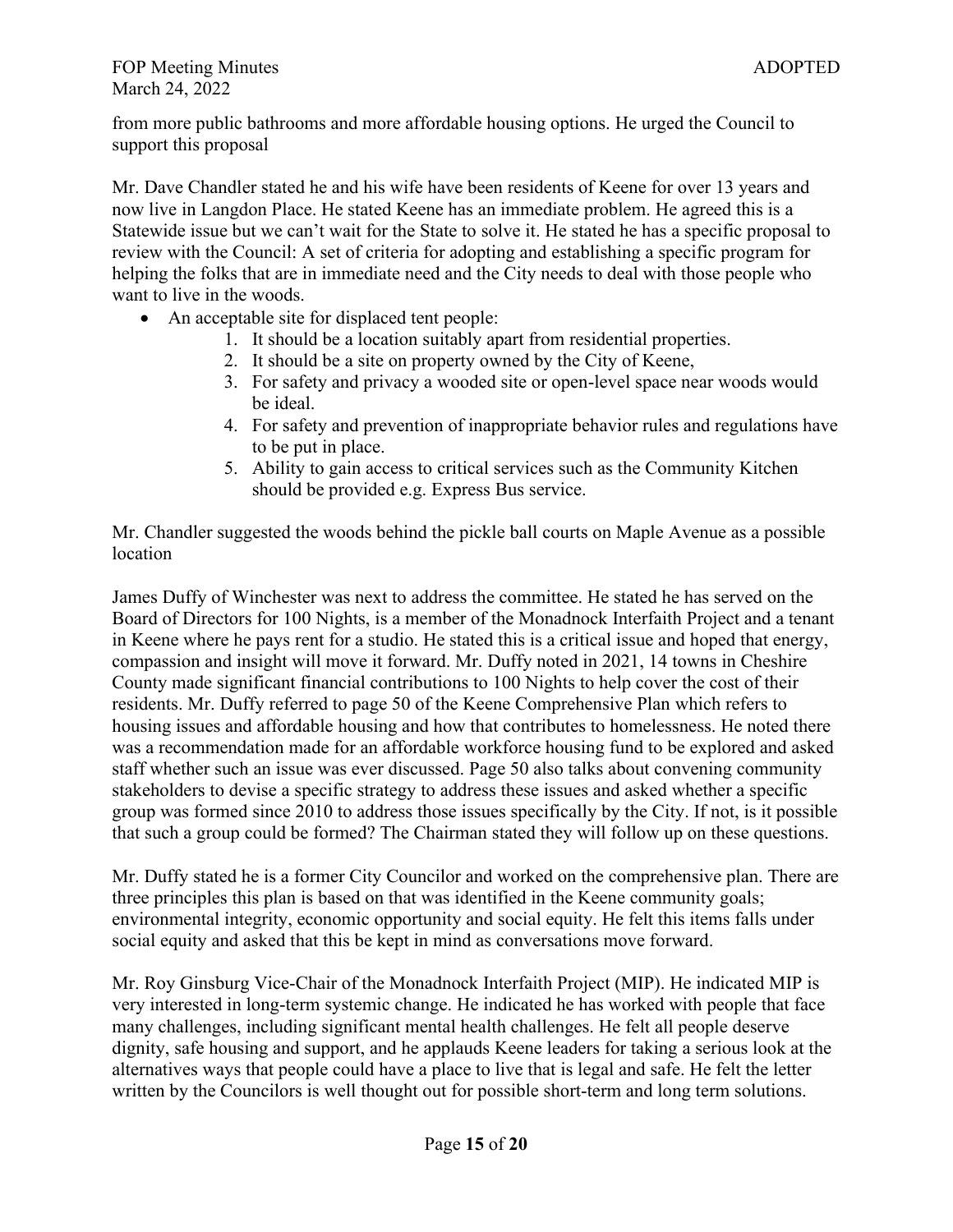from more public bathrooms and more affordable housing options. He urged the Council to support this proposal

Mr. Dave Chandler stated he and his wife have been residents of Keene for over 13 years and now live in Langdon Place. He stated Keene has an immediate problem. He agreed this is a Statewide issue but we can't wait for the State to solve it. He stated he has a specific proposal to review with the Council: A set of criteria for adopting and establishing a specific program for helping the folks that are in immediate need and the City needs to deal with those people who want to live in the woods.

- An acceptable site for displaced tent people:
    1. It should be a location suitably apart from residential properties.
    2. It should be a site on property owned by the City of Keene,
    3. For safety and privacy a wooded site or open-level space near woods would be ideal.
    4. For safety and prevention of inappropriate behavior rules and regulations have to be put in place.
    5. Ability to gain access to critical services such as the Community Kitchen should be provided e.g. Express Bus service.

Mr. Chandler suggested the woods behind the pickle ball courts on Maple Avenue as a possible location

James Duffy of Winchester was next to address the committee. He stated he has served on the Board of Directors for 100 Nights, is a member of the Monadnock Interfaith Project and a tenant in Keene where he pays rent for a studio. He stated this is a critical issue and hoped that energy, compassion and insight will move it forward. Mr. Duffy noted in 2021, 14 towns in Cheshire County made significant financial contributions to 100 Nights to help cover the cost of their residents. Mr. Duffy referred to page 50 of the Keene Comprehensive Plan which refers to housing issues and affordable housing and how that contributes to homelessness. He noted there was a recommendation made for an affordable workforce housing fund to be explored and asked staff whether such an issue was ever discussed. Page 50 also talks about convening community stakeholders to devise a specific strategy to address these issues and asked whether a specific group was formed since 2010 to address those issues specifically by the City. If not, is it possible that such a group could be formed? The Chairman stated they will follow up on these questions.

Mr. Duffy stated he is a former City Councilor and worked on the comprehensive plan. There are three principles this plan is based on that was identified in the Keene community goals; environmental integrity, economic opportunity and social equity. He felt this items falls under social equity and asked that this be kept in mind as conversations move forward.

Mr. Roy Ginsburg Vice-Chair of the Monadnock Interfaith Project (MIP). He indicated MIP is very interested in long-term systemic change. He indicated he has worked with people that face many challenges, including significant mental health challenges. He felt all people deserve dignity, safe housing and support, and he applauds Keene leaders for taking a serious look at the alternatives ways that people could have a place to live that is legal and safe. He felt the letter written by the Councilors is well thought out for possible short-term and long term solutions.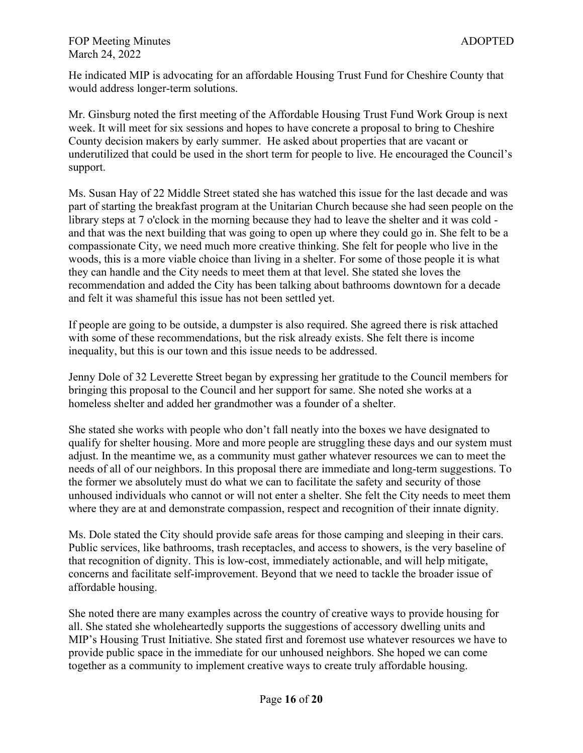He indicated MIP is advocating for an affordable Housing Trust Fund for Cheshire County that would address longer-term solutions.

Mr. Ginsburg noted the first meeting of the Affordable Housing Trust Fund Work Group is next week. It will meet for six sessions and hopes to have concrete a proposal to bring to Cheshire County decision makers by early summer. He asked about properties that are vacant or underutilized that could be used in the short term for people to live. He encouraged the Council's support.

Ms. Susan Hay of 22 Middle Street stated she has watched this issue for the last decade and was part of starting the breakfast program at the Unitarian Church because she had seen people on the library steps at 7 o'clock in the morning because they had to leave the shelter and it was cold - and that was the next building that was going to open up where they could go in. She felt to be a compassionate City, we need much more creative thinking. She felt for people who live in the woods, this is a more viable choice than living in a shelter. For some of those people it is what they can handle and the City needs to meet them at that level. She stated she loves the recommendation and added the City has been talking about bathrooms downtown for a decade and felt it was shameful this issue has not been settled yet.

If people are going to be outside, a dumpster is also required. She agreed there is risk attached with some of these recommendations, but the risk already exists. She felt there is income inequality, but this is our town and this issue needs to be addressed.

Jenny Dole of 32 Leverette Street began by expressing her gratitude to the Council members for bringing this proposal to the Council and her support for same. She noted she works at a homeless shelter and added her grandmother was a founder of a shelter.

She stated she works with people who don't fall neatly into the boxes we have designated to qualify for shelter housing. More and more people are struggling these days and our system must adjust. In the meantime we, as a community must gather whatever resources we can to meet the needs of all of our neighbors. In this proposal there are immediate and long-term suggestions. To the former we absolutely must do what we can to facilitate the safety and security of those unhoused individuals who cannot or will not enter a shelter. She felt the City needs to meet them where they are at and demonstrate compassion, respect and recognition of their innate dignity.

Ms. Dole stated the City should provide safe areas for those camping and sleeping in their cars. Public services, like bathrooms, trash receptacles, and access to showers, is the very baseline of that recognition of dignity. This is low-cost, immediately actionable, and will help mitigate, concerns and facilitate self-improvement. Beyond that we need to tackle the broader issue of affordable housing.

She noted there are many examples across the country of creative ways to provide housing for all. She stated she wholeheartedly supports the suggestions of accessory dwelling units and MIP's Housing Trust Initiative. She stated first and foremost use whatever resources we have to provide public space in the immediate for our unhoused neighbors. She hoped we can come together as a community to implement creative ways to create truly affordable housing.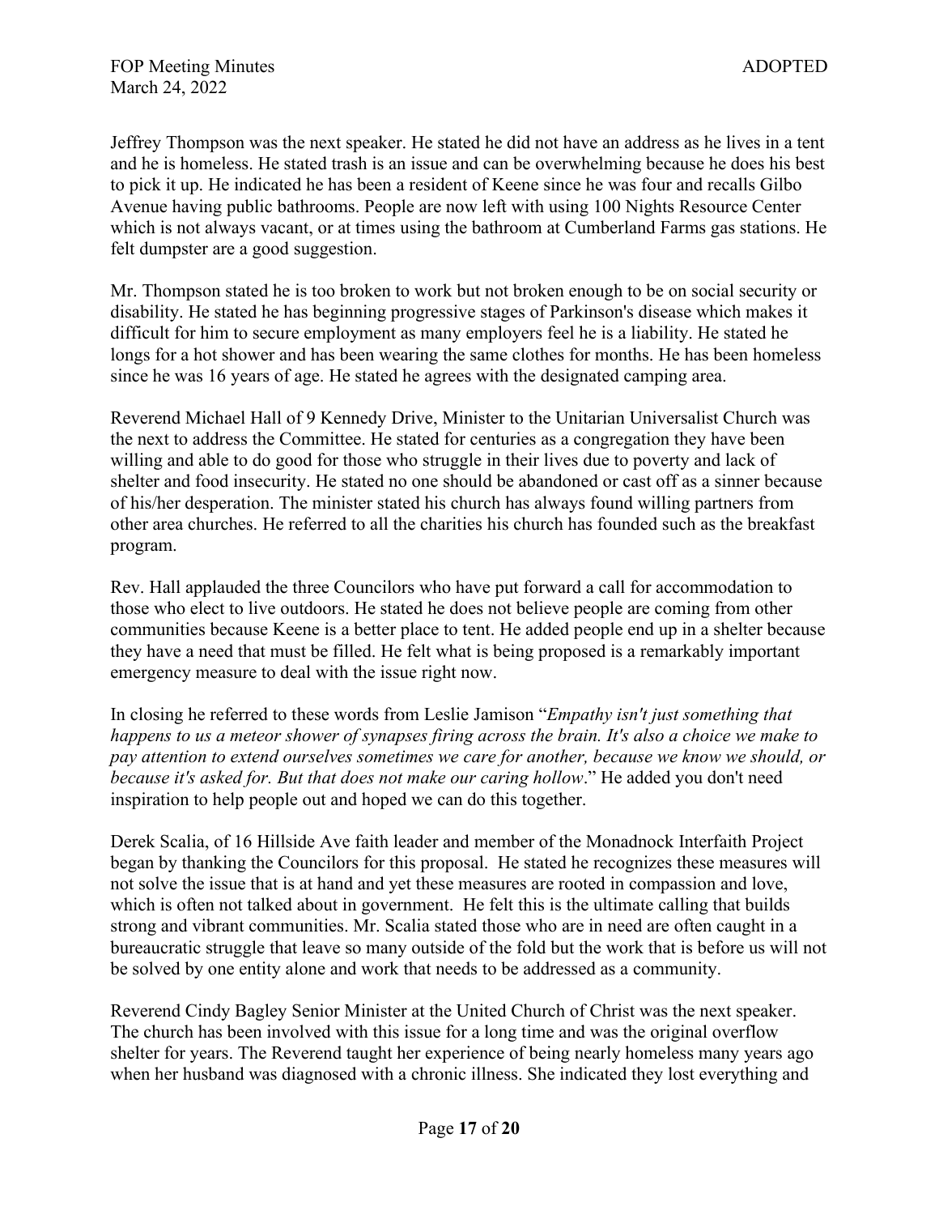Jeffrey Thompson was the next speaker. He stated he did not have an address as he lives in a tent and he is homeless. He stated trash is an issue and can be overwhelming because he does his best to pick it up. He indicated he has been a resident of Keene since he was four and recalls Gilbo Avenue having public bathrooms. People are now left with using 100 Nights Resource Center which is not always vacant, or at times using the bathroom at Cumberland Farms gas stations. He felt dumpster are a good suggestion.

Mr. Thompson stated he is too broken to work but not broken enough to be on social security or disability. He stated he has beginning progressive stages of Parkinson's disease which makes it difficult for him to secure employment as many employers feel he is a liability. He stated he longs for a hot shower and has been wearing the same clothes for months. He has been homeless since he was 16 years of age. He stated he agrees with the designated camping area.

Reverend Michael Hall of 9 Kennedy Drive, Minister to the Unitarian Universalist Church was the next to address the Committee. He stated for centuries as a congregation they have been willing and able to do good for those who struggle in their lives due to poverty and lack of shelter and food insecurity. He stated no one should be abandoned or cast off as a sinner because of his/her desperation. The minister stated his church has always found willing partners from other area churches. He referred to all the charities his church has founded such as the breakfast program.

Rev. Hall applauded the three Councilors who have put forward a call for accommodation to those who elect to live outdoors. He stated he does not believe people are coming from other communities because Keene is a better place to tent. He added people end up in a shelter because they have a need that must be filled. He felt what is being proposed is a remarkably important emergency measure to deal with the issue right now.

In closing he referred to these words from Leslie Jamison "*Empathy isn't just something that happens to us a meteor shower of synapses firing across the brain. It's also a choice we make to pay attention to extend ourselves sometimes we care for another, because we know we should, or because it's asked for. But that does not make our caring hollow*." He added you don't need inspiration to help people out and hoped we can do this together.

Derek Scalia, of 16 Hillside Ave faith leader and member of the Monadnock Interfaith Project began by thanking the Councilors for this proposal. He stated he recognizes these measures will not solve the issue that is at hand and yet these measures are rooted in compassion and love, which is often not talked about in government. He felt this is the ultimate calling that builds strong and vibrant communities. Mr. Scalia stated those who are in need are often caught in a bureaucratic struggle that leave so many outside of the fold but the work that is before us will not be solved by one entity alone and work that needs to be addressed as a community.

Reverend Cindy Bagley Senior Minister at the United Church of Christ was the next speaker. The church has been involved with this issue for a long time and was the original overflow shelter for years. The Reverend taught her experience of being nearly homeless many years ago when her husband was diagnosed with a chronic illness. She indicated they lost everything and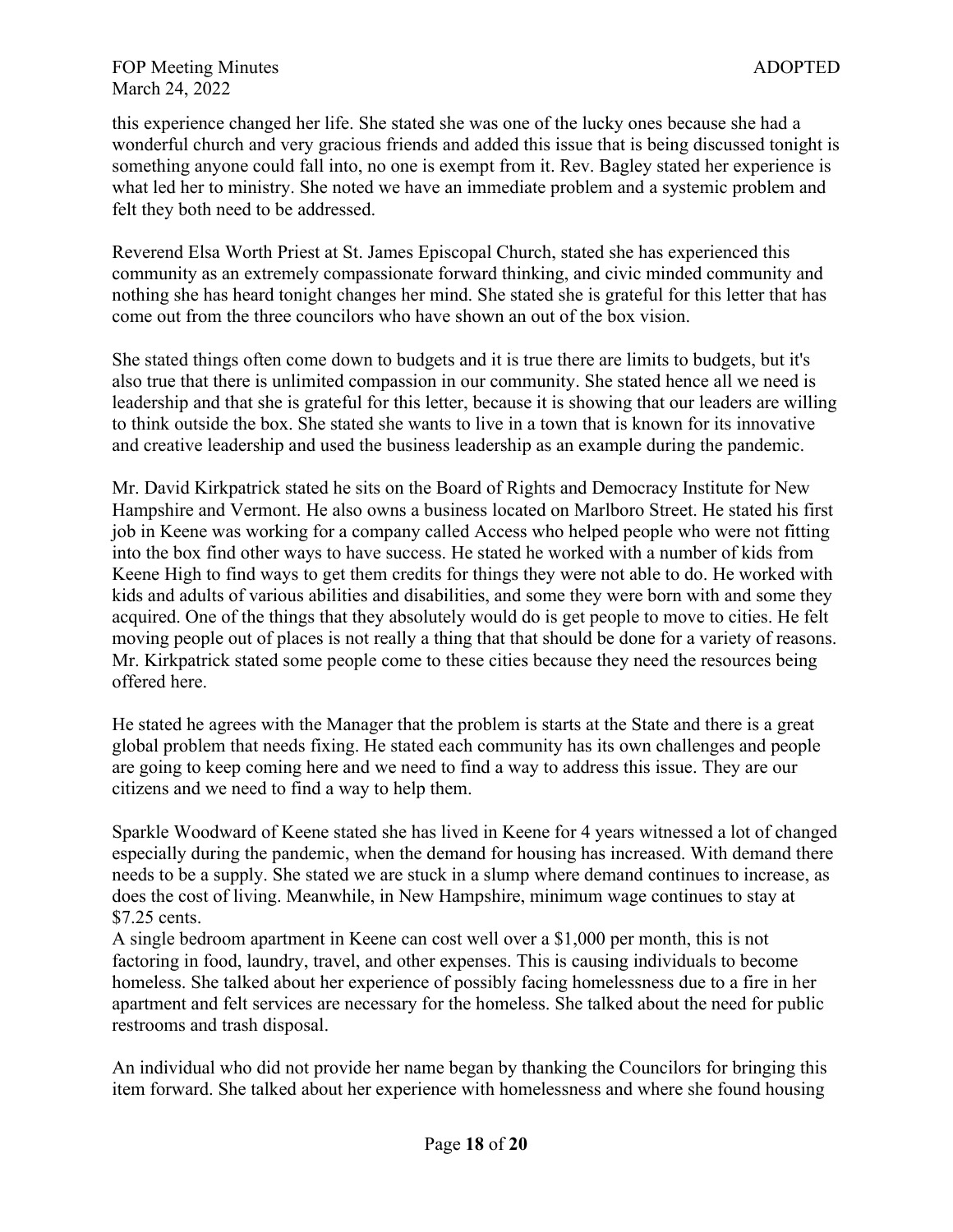this experience changed her life. She stated she was one of the lucky ones because she had a wonderful church and very gracious friends and added this issue that is being discussed tonight is something anyone could fall into, no one is exempt from it. Rev. Bagley stated her experience is what led her to ministry. She noted we have an immediate problem and a systemic problem and felt they both need to be addressed.

Reverend Elsa Worth Priest at St. James Episcopal Church, stated she has experienced this community as an extremely compassionate forward thinking, and civic minded community and nothing she has heard tonight changes her mind. She stated she is grateful for this letter that has come out from the three councilors who have shown an out of the box vision.

She stated things often come down to budgets and it is true there are limits to budgets, but it's also true that there is unlimited compassion in our community. She stated hence all we need is leadership and that she is grateful for this letter, because it is showing that our leaders are willing to think outside the box. She stated she wants to live in a town that is known for its innovative and creative leadership and used the business leadership as an example during the pandemic.

Mr. David Kirkpatrick stated he sits on the Board of Rights and Democracy Institute for New Hampshire and Vermont. He also owns a business located on Marlboro Street. He stated his first job in Keene was working for a company called Access who helped people who were not fitting into the box find other ways to have success. He stated he worked with a number of kids from Keene High to find ways to get them credits for things they were not able to do. He worked with kids and adults of various abilities and disabilities, and some they were born with and some they acquired. One of the things that they absolutely would do is get people to move to cities. He felt moving people out of places is not really a thing that that should be done for a variety of reasons. Mr. Kirkpatrick stated some people come to these cities because they need the resources being offered here.

He stated he agrees with the Manager that the problem is starts at the State and there is a great global problem that needs fixing. He stated each community has its own challenges and people are going to keep coming here and we need to find a way to address this issue. They are our citizens and we need to find a way to help them.

Sparkle Woodward of Keene stated she has lived in Keene for 4 years witnessed a lot of changed especially during the pandemic, when the demand for housing has increased. With demand there needs to be a supply. She stated we are stuck in a slump where demand continues to increase, as does the cost of living. Meanwhile, in New Hampshire, minimum wage continues to stay at $7.25 cents.
A single bedroom apartment in Keene can cost well over a $1,000 per month, this is not factoring in food, laundry, travel, and other expenses. This is causing individuals to become homeless. She talked about her experience of possibly facing homelessness due to a fire in her apartment and felt services are necessary for the homeless. She talked about the need for public restrooms and trash disposal.

An individual who did not provide her name began by thanking the Councilors for bringing this item forward. She talked about her experience with homelessness and where she found housing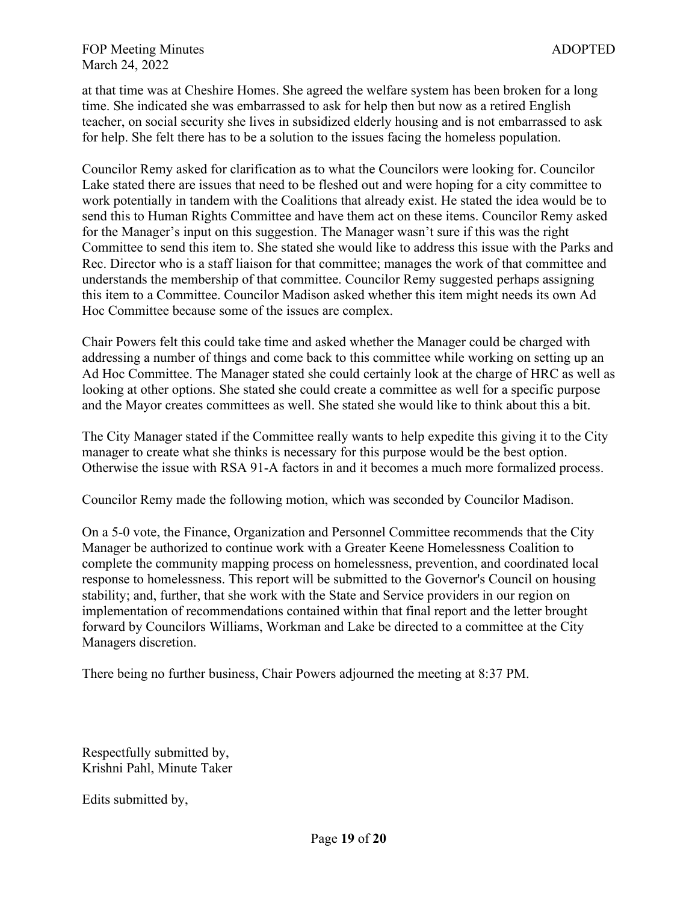at that time was at Cheshire Homes. She agreed the welfare system has been broken for a long time. She indicated she was embarrassed to ask for help then but now as a retired English teacher, on social security she lives in subsidized elderly housing and is not embarrassed to ask for help. She felt there has to be a solution to the issues facing the homeless population.

Councilor Remy asked for clarification as to what the Councilors were looking for. Councilor Lake stated there are issues that need to be fleshed out and were hoping for a city committee to work potentially in tandem with the Coalitions that already exist. He stated the idea would be to send this to Human Rights Committee and have them act on these items. Councilor Remy asked for the Manager's input on this suggestion. The Manager wasn't sure if this was the right Committee to send this item to. She stated she would like to address this issue with the Parks and Rec. Director who is a staff liaison for that committee; manages the work of that committee and understands the membership of that committee. Councilor Remy suggested perhaps assigning this item to a Committee. Councilor Madison asked whether this item might needs its own Ad Hoc Committee because some of the issues are complex.

Chair Powers felt this could take time and asked whether the Manager could be charged with addressing a number of things and come back to this committee while working on setting up an Ad Hoc Committee. The Manager stated she could certainly look at the charge of HRC as well as looking at other options. She stated she could create a committee as well for a specific purpose and the Mayor creates committees as well. She stated she would like to think about this a bit.

The City Manager stated if the Committee really wants to help expedite this giving it to the City manager to create what she thinks is necessary for this purpose would be the best option. Otherwise the issue with RSA 91-A factors in and it becomes a much more formalized process.

Councilor Remy made the following motion, which was seconded by Councilor Madison.

On a 5-0 vote, the Finance, Organization and Personnel Committee recommends that the City Manager be authorized to continue work with a Greater Keene Homelessness Coalition to complete the community mapping process on homelessness, prevention, and coordinated local response to homelessness. This report will be submitted to the Governor's Council on housing stability; and, further, that she work with the State and Service providers in our region on implementation of recommendations contained within that final report and the letter brought forward by Councilors Williams, Workman and Lake be directed to a committee at the City Managers discretion.

There being no further business, Chair Powers adjourned the meeting at 8:37 PM.

Respectfully submitted by,
Krishni Pahl, Minute Taker

Edits submitted by,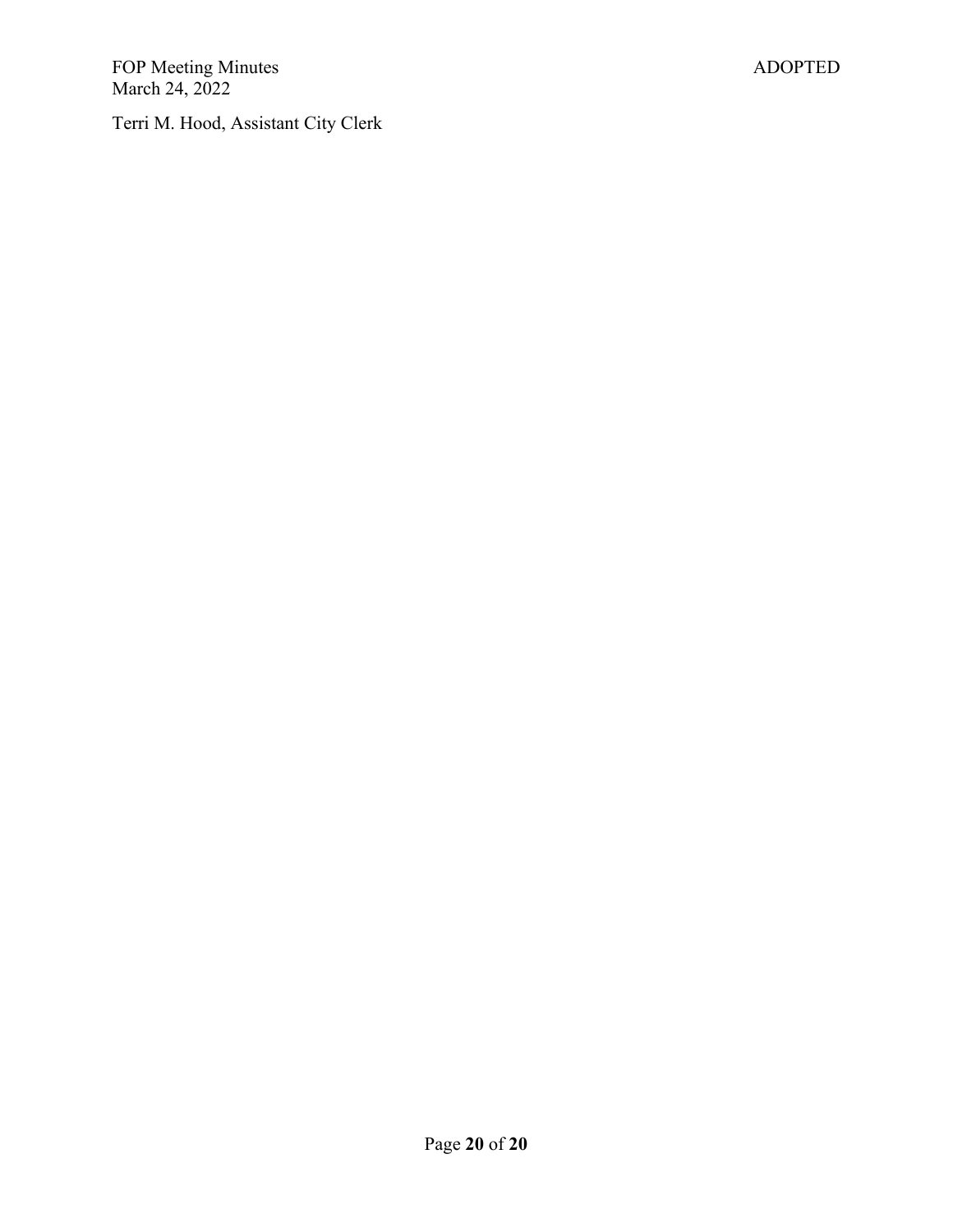Terri M. Hood, Assistant City Clerk